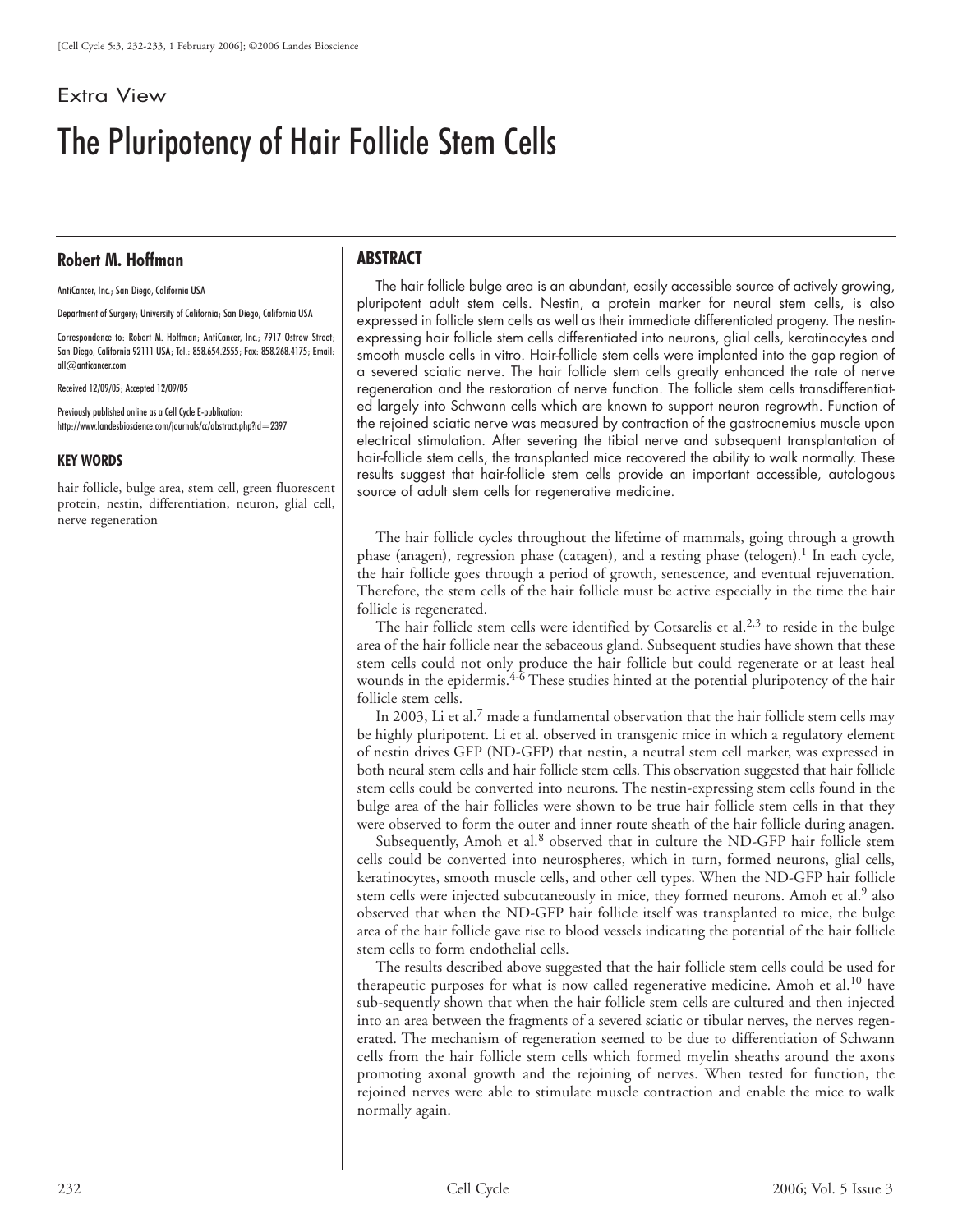Extra View

# The Pluripotency of Hair Follicle Stem Cells

**Robert M. Hoffman**

AntiCancer, Inc.; San Diego, California USA

Department of Surgery; University of California; San Diego, California USA

Correspondence to: Robert M. Hoffman; AntiCancer, Inc.; 7917 Ostrow Street; San Diego, California 92111 USA; Tel.: 858.654.2555; Fax: 858.268.4175; Email: all@anticancer.com

Received 12/09/05; Accepted 12/09/05

Previously published online as a Cell Cycle E-publication: http://www.landesbioscience.com/journals/cc/abstract.php?id=2397

## KEY WORDS

hair follicle, bulge area, stem cell, green fluorescent protein, nestin, differentiation, neuron, glial cell, nerve regeneration

## ABSTRACT

The hair follicle bulge area is an abundant, easily accessible source of actively growing, pluripotent adult stem cells. Nestin, a protein marker for neural stem cells, is also expressed in follicle stem cells as well as their immediate differentiated progeny. The nestin-expressing hair follicle stem cells differentiated into neurons, glial cells, keratinocytes and smooth muscle cells in vitro. Hair-follicle stem cells were implanted into the gap region of a severed sciatic nerve. The hair follicle stem cells greatly enhanced the rate of nerve regeneration and the restoration of nerve function. The follicle stem cells transdifferentiated largely into Schwann cells which are known to support neuron regrowth. Function of the rejoined sciatic nerve was measured by contraction of the gastrocnemius muscle upon electrical stimulation. After severing the tibial nerve and subsequent transplantation of hair-follicle stem cells, the transplanted mice recovered the ability to walk normally. These results suggest that hair-follicle stem cells provide an important accessible, autologous source of adult stem cells for regenerative medicine.

The hair follicle cycles throughout the lifetime of mammals, going through a growth phase (anagen), regression phase (catagen), and a resting phase (telogen).[1] In each cycle, the hair follicle goes through a period of growth, senescence, and eventual rejuvenation. Therefore, the stem cells of the hair follicle must be active especially in the time the hair follicle is regenerated.

The hair follicle stem cells were identified by Cotsarelis et al.[2,3] to reside in the bulge area of the hair follicle near the sebaceous gland. Subsequent studies have shown that these stem cells could not only produce the hair follicle but could regenerate or at least heal wounds in the epidermis.[4-6] These studies hinted at the potential pluripotency of the hair follicle stem cells.

In 2003, Li et al.[7] made a fundamental observation that the hair follicle stem cells may be highly pluripotent. Li et al. observed in transgenic mice in which a regulatory element of nestin drives GFP (ND-GFP) that nestin, a neutral stem cell marker, was expressed in both neural stem cells and hair follicle stem cells. This observation suggested that hair follicle stem cells could be converted into neurons. The nestin-expressing stem cells found in the bulge area of the hair follicles were shown to be true hair follicle stem cells in that they were observed to form the outer and inner route sheath of the hair follicle during anagen.

Subsequently, Amoh et al.[8] observed that in culture the ND-GFP hair follicle stem cells could be converted into neurospheres, which in turn, formed neurons, glial cells, keratinocytes, smooth muscle cells, and other cell types. When the ND-GFP hair follicle stem cells were injected subcutaneously in mice, they formed neurons. Amoh et al.[9] also observed that when the ND-GFP hair follicle itself was transplanted to mice, the bulge area of the hair follicle gave rise to blood vessels indicating the potential of the hair follicle stem cells to form endothelial cells.

The results described above suggested that the hair follicle stem cells could be used for therapeutic purposes for what is now called regenerative medicine. Amoh et al.[10] have sub-sequently shown that when the hair follicle stem cells are cultured and then injected into an area between the fragments of a severed sciatic or tibular nerves, the nerves regenerated. The mechanism of regeneration seemed to be due to differentiation of Schwann cells from the hair follicle stem cells which formed myelin sheaths around the axons promoting axonal growth and the rejoining of nerves. When tested for function, the rejoined nerves were able to stimulate muscle contraction and enable the mice to walk normally again.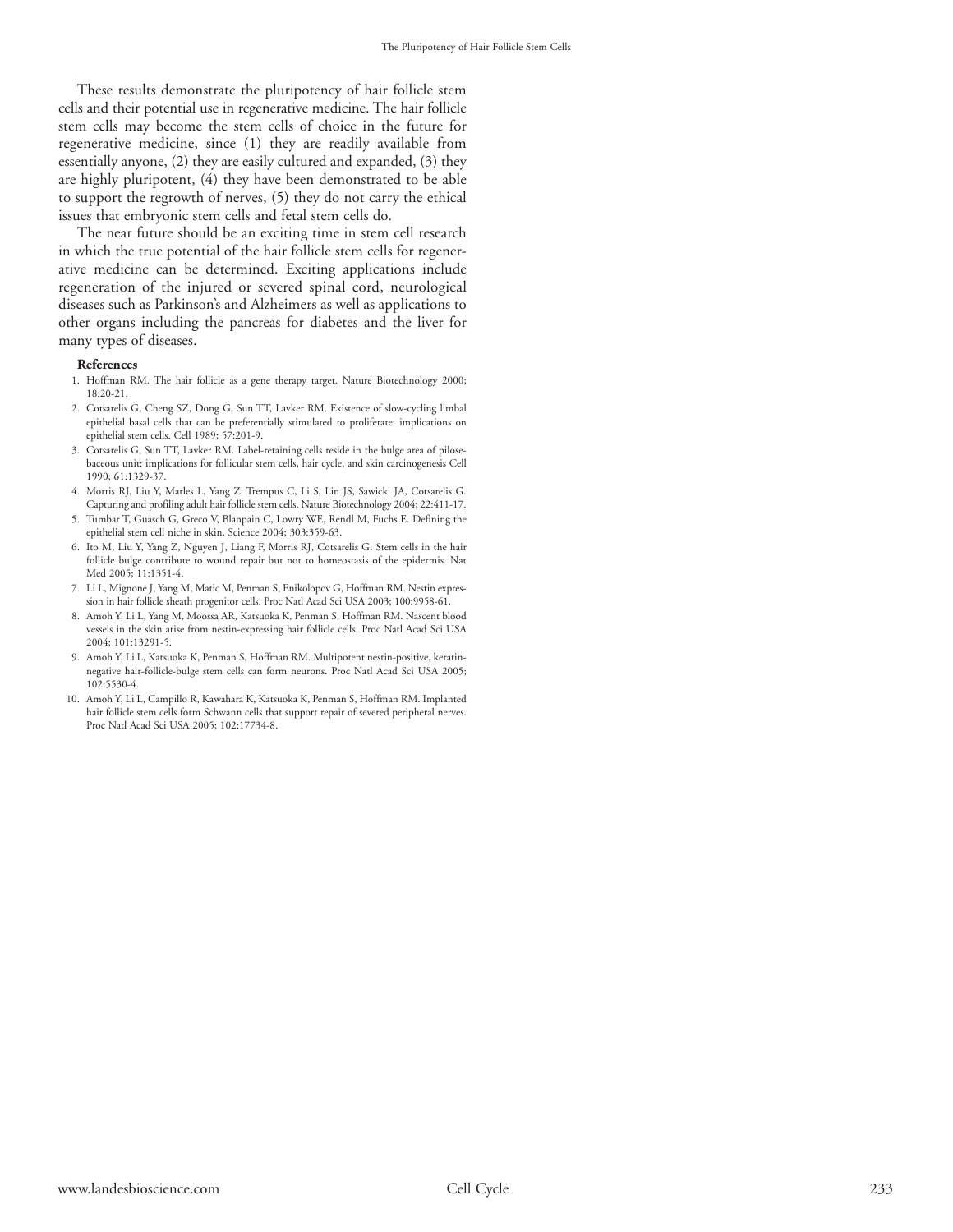These results demonstrate the pluripotency of hair follicle stem cells and their potential use in regenerative medicine. The hair follicle stem cells may become the stem cells of choice in the future for regenerative medicine, since (1) they are readily available from essentially anyone, (2) they are easily cultured and expanded, (3) they are highly pluripotent, (4) they have been demonstrated to be able to support the regrowth of nerves, (5) they do not carry the ethical issues that embryonic stem cells and fetal stem cells do.

The near future should be an exciting time in stem cell research in which the true potential of the hair follicle stem cells for regenerative medicine can be determined. Exciting applications include regeneration of the injured or severed spinal cord, neurological diseases such as Parkinson's and Alzheimers as well as applications to other organs including the pancreas for diabetes and the liver for many types of diseases.

**References**

1. Hoffman RM. The hair follicle as a gene therapy target. Nature Biotechnology 2000; 18:20-21.
2. Cotsarelis G, Cheng SZ, Dong G, Sun TT, Lavker RM. Existence of slow-cycling limbal epithelial basal cells that can be preferentially stimulated to proliferate: implications on epithelial stem cells. Cell 1989; 57:201-9.
3. Cotsarelis G, Sun TT, Lavker RM. Label-retaining cells reside in the bulge area of pilosebaceous unit: implications for follicular stem cells, hair cycle, and skin carcinogenesis Cell 1990; 61:1329-37.
4. Morris RJ, Liu Y, Marles L, Yang Z, Trempus C, Li S, Lin JS, Sawicki JA, Cotsarelis G. Capturing and profiling adult hair follicle stem cells. Nature Biotechnology 2004; 22:411-17.
5. Tumbar T, Guasch G, Greco V, Blanpain C, Lowry WE, Rendl M, Fuchs E. Defining the epithelial stem cell niche in skin. Science 2004; 303:359-63.
6. Ito M, Liu Y, Yang Z, Nguyen J, Liang F, Morris RJ, Cotsarelis G. Stem cells in the hair follicle bulge contribute to wound repair but not to homeostasis of the epidermis. Nat Med 2005; 11:1351-4.
7. Li L, Mignone J, Yang M, Matic M, Penman S, Enikolopov G, Hoffman RM. Nestin expression in hair follicle sheath progenitor cells. Proc Natl Acad Sci USA 2003; 100:9958-61.
8. Amoh Y, Li L, Yang M, Moossa AR, Katsuoka K, Penman S, Hoffman RM. Nascent blood vessels in the skin arise from nestin-expressing hair follicle cells. Proc Natl Acad Sci USA 2004; 101:13291-5.
9. Amoh Y, Li L, Katsuoka K, Penman S, Hoffman RM. Multipotent nestin-positive, keratin-negative hair-follicle-bulge stem cells can form neurons. Proc Natl Acad Sci USA 2005; 102:5530-4.
10. Amoh Y, Li L, Campillo R, Kawahara K, Katsuoka K, Penman S, Hoffman RM. Implanted hair follicle stem cells form Schwann cells that support repair of severed peripheral nerves. Proc Natl Acad Sci USA 2005; 102:17734-8.